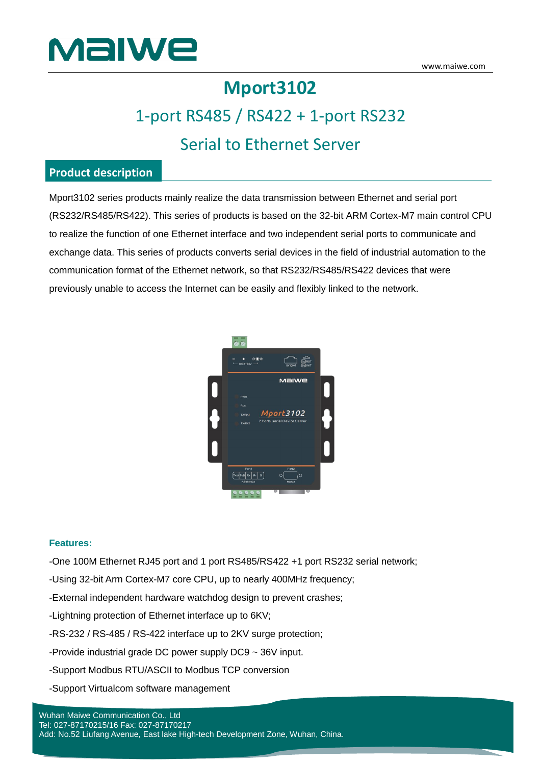# Mport3102

## 1-port RS485 / RS422 + 1-port RS232

## Serial to Ethernet Server

## Product description

Mport3102 series products mainly realize the data transmission between Ethernet and serial port (RS232/RS485/RS422). This series of products is based on the 32-bit ARM Cortex-M7 main control CPU to realize the function of one Ethernet interface and two independent serial ports to communicate and exchange data. This series of products converts serial devices in the field of industrial automation to the communication format of the Ethernet network, so that RS232/RS485/RS422 devices that were previously unable to access the Internet can be easily and flexibly linked to the network.

**Features:**

-One 100M Ethernet RJ45 port and 1 port RS485/RS422 +1 port RS232 serial network;

-Using 32-bit Arm Cortex-M7 core CPU, up to nearly 400MHz frequency;

-External independent hardware watchdog design to prevent crashes;

-Lightning protection of Ethernet interface up to 6KV;

-RS-232 / RS-485 / RS-422 interface up to 2KV surge protection;

-Provide industrial grade DC power supply DC9 ~ 36V input.

-Support Modbus RTU/ASCII to Modbus TCP conversion

-Support Virtualcom software management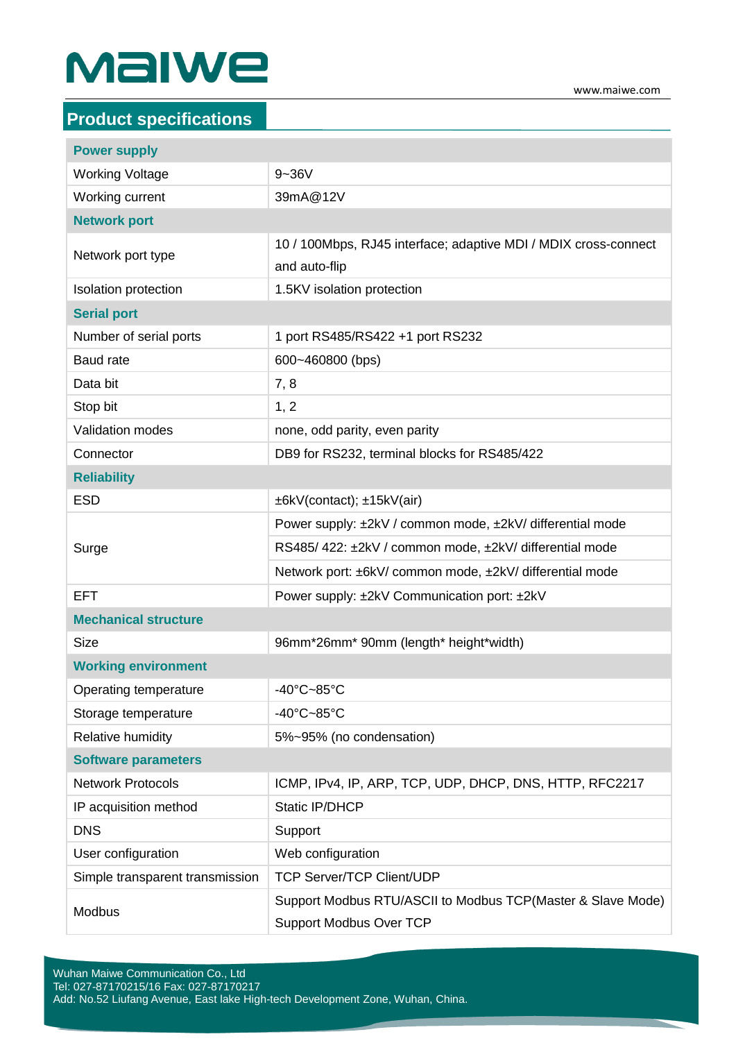## Product specifications

| Power supply | |
|---|---|
| Working Voltage | 9~36V |
| Working current | 39mA@12V |
| **Network port** | |
| Network port type | 10 / 100Mbps, RJ45 interface; adaptive MDI / MDIX cross-connect and auto-flip |
| Isolation protection | 1.5KV isolation protection |
| **Serial port** | |
| Number of serial ports | 1 port RS485/RS422 +1 port RS232 |
| Baud rate | 600~460800 (bps) |
| Data bit | 7, 8 |
| Stop bit | 1, 2 |
| Validation modes | none, odd parity, even parity |
| Connector | DB9 for RS232, terminal blocks for RS485/422 |
| **Reliability** | |
| ESD | ±6kV(contact); ±15kV(air) |
| Surge | Power supply: ±2kV / common mode, ±2kV/ differential mode |
| | RS485/ 422: ±2kV / common mode, ±2kV/ differential mode |
| | Network port: ±6kV/ common mode, ±2kV/ differential mode |
| EFT | Power supply: ±2kV Communication port: ±2kV |
| **Mechanical structure** | |
| Size | 96mm*26mm* 90mm (length* height*width) |
| **Working environment** | |
| Operating temperature | -40°C~85°C |
| Storage temperature | -40°C~85°C |
| Relative humidity | 5%~95% (no condensation) |
| **Software parameters** | |
| Network Protocols | ICMP, IPv4, IP, ARP, TCP, UDP, DHCP, DNS, HTTP, RFC2217 |
| IP acquisition method | Static IP/DHCP |
| DNS | Support |
| User configuration | Web configuration |
| Simple transparent transmission | TCP Server/TCP Client/UDP |
| Modbus | Support Modbus RTU/ASCII to Modbus TCP(Master & Slave Mode) Support Modbus Over TCP |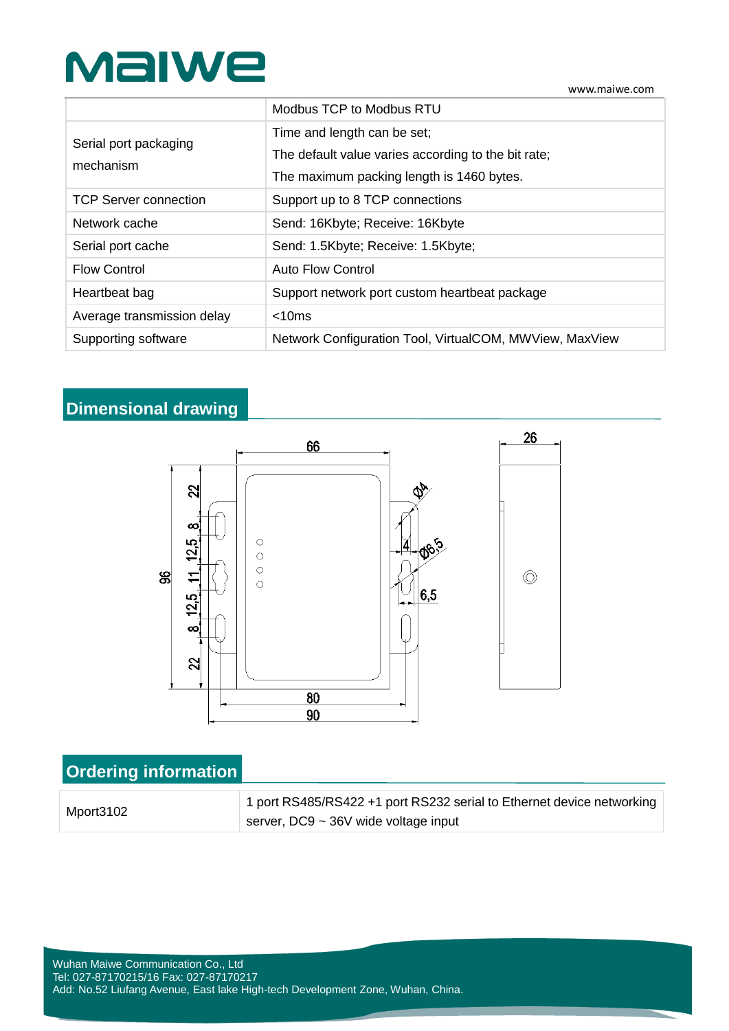| | |
|---|---|
| | Modbus TCP to Modbus RTU |
| Serial port packaging mechanism | Time and length can be set;<br>The default value varies according to the bit rate;<br>The maximum packing length is 1460 bytes. |
| TCP Server connection | Support up to 8 TCP connections |
| Network cache | Send: 16Kbyte; Receive: 16Kbyte |
| Serial port cache | Send: 1.5Kbyte; Receive: 1.5Kbyte; |
| Flow Control | Auto Flow Control |
| Heartbeat bag | Support network port custom heartbeat package |
| Average transmission delay | <10ms |
| Supporting software | Network Configuration Tool, VirtualCOM, MWView, MaxView |

## Dimensional drawing

66
26
96
22
8
12,5
11
12,5
8
22
Ø4
4
Ø6,5
6,5
80
90

## Ordering information

| | |
|---|---|
| Mport3102 | 1 port RS485/RS422 +1 port RS232 serial to Ethernet device networking server, DC9 ~ 36V wide voltage input |

Wuhan Maiwe Communication Co., Ltd
Tel: 027-87170215/16 Fax: 027-87170217
Add: No.52 Liufang Avenue, East lake High-tech Development Zone, Wuhan, China.